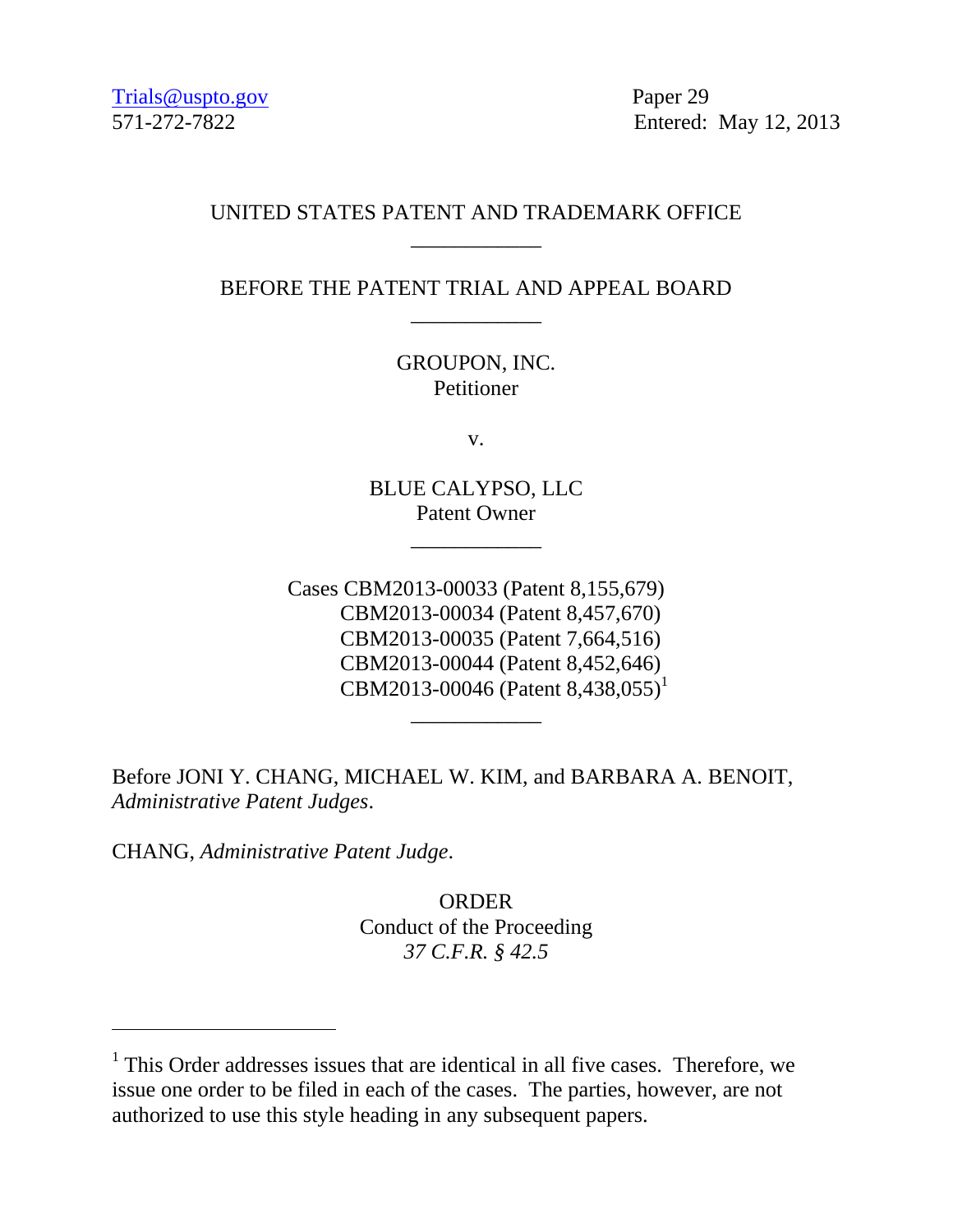Trials@uspto.gov
571-272-7822

Paper 29
Entered: May 12, 2013

UNITED STATES PATENT AND TRADEMARK OFFICE

---

BEFORE THE PATENT TRIAL AND APPEAL BOARD

---

GROUPON, INC.
Petitioner

v.

BLUE CALYPSO, LLC
Patent Owner

---

Cases CBM2013-00033 (Patent 8,155,679)
CBM2013-00034 (Patent 8,457,670)
CBM2013-00035 (Patent 7,664,516)
CBM2013-00044 (Patent 8,452,646)
CBM2013-00046 (Patent 8,438,055)[1]

---

Before JONI Y. CHANG, MICHAEL W. KIM, and BARBARA A. BENOIT, *Administrative Patent Judges*.

CHANG, *Administrative Patent Judge*.

ORDER
Conduct of the Proceeding
*37 C.F.R. § 42.5*

---

[1] This Order addresses issues that are identical in all five cases. Therefore, we issue one order to be filed in each of the cases. The parties, however, are not authorized to use this style heading in any subsequent papers.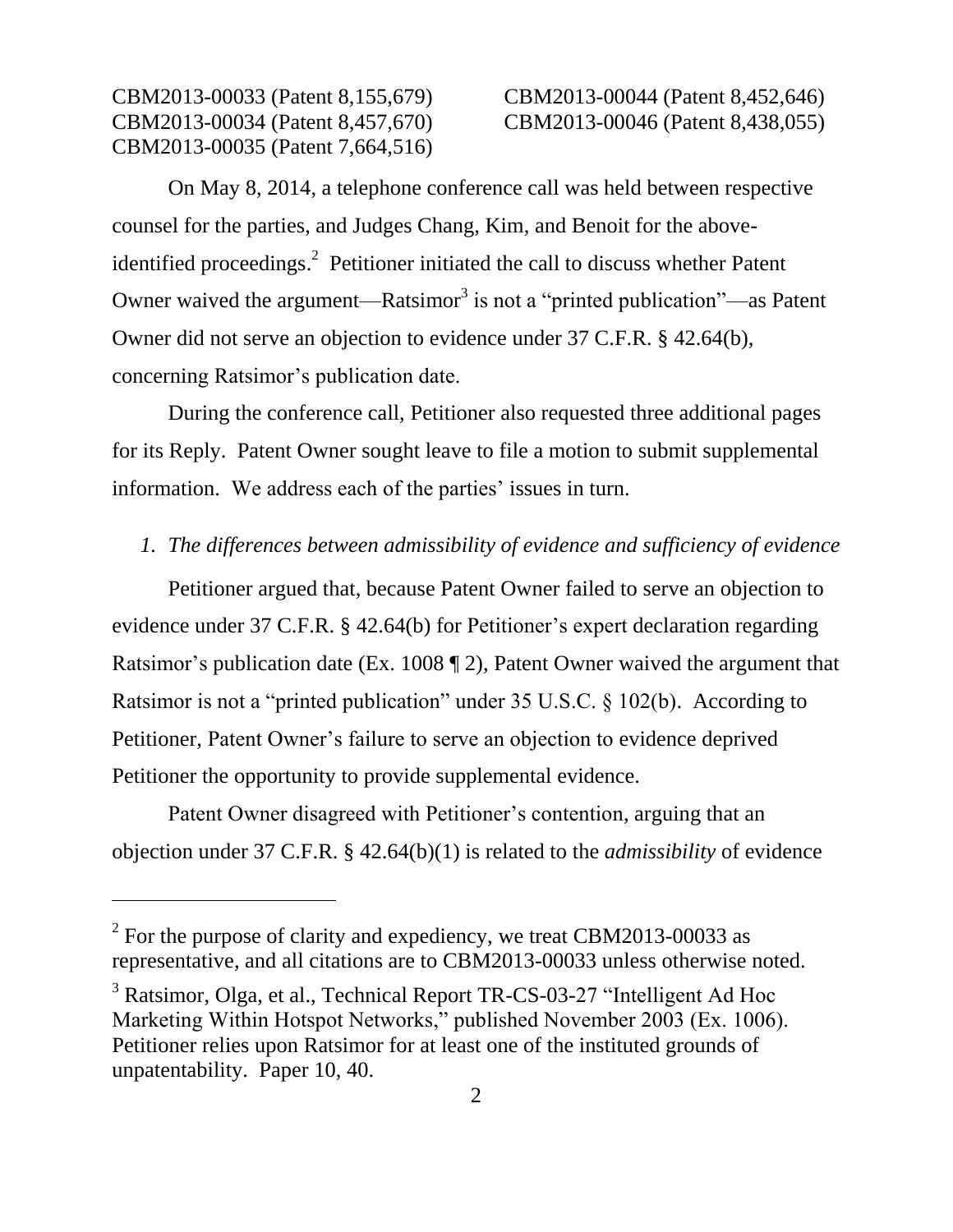CBM2013-00033 (Patent 8,155,679)
CBM2013-00034 (Patent 8,457,670)
CBM2013-00035 (Patent 7,664,516)
CBM2013-00044 (Patent 8,452,646)
CBM2013-00046 (Patent 8,438,055)

On May 8, 2014, a telephone conference call was held between respective counsel for the parties, and Judges Chang, Kim, and Benoit for the above-identified proceedings.[2] Petitioner initiated the call to discuss whether Patent Owner waived the argument—Ratsimor[3] is not a "printed publication"—as Patent Owner did not serve an objection to evidence under 37 C.F.R. § 42.64(b), concerning Ratsimor's publication date.

During the conference call, Petitioner also requested three additional pages for its Reply. Patent Owner sought leave to file a motion to submit supplemental information. We address each of the parties' issues in turn.

*1. The differences between admissibility of evidence and sufficiency of evidence*

Petitioner argued that, because Patent Owner failed to serve an objection to evidence under 37 C.F.R. § 42.64(b) for Petitioner's expert declaration regarding Ratsimor's publication date (Ex. 1008 ¶ 2), Patent Owner waived the argument that Ratsimor is not a "printed publication" under 35 U.S.C. § 102(b). According to Petitioner, Patent Owner's failure to serve an objection to evidence deprived Petitioner the opportunity to provide supplemental evidence.

Patent Owner disagreed with Petitioner's contention, arguing that an objection under 37 C.F.R. § 42.64(b)(1) is related to the *admissibility* of evidence

---

[2] For the purpose of clarity and expediency, we treat CBM2013-00033 as representative, and all citations are to CBM2013-00033 unless otherwise noted.

[3] Ratsimor, Olga, et al., Technical Report TR-CS-03-27 "Intelligent Ad Hoc Marketing Within Hotspot Networks," published November 2003 (Ex. 1006). Petitioner relies upon Ratsimor for at least one of the instituted grounds of unpatentability. Paper 10, 40.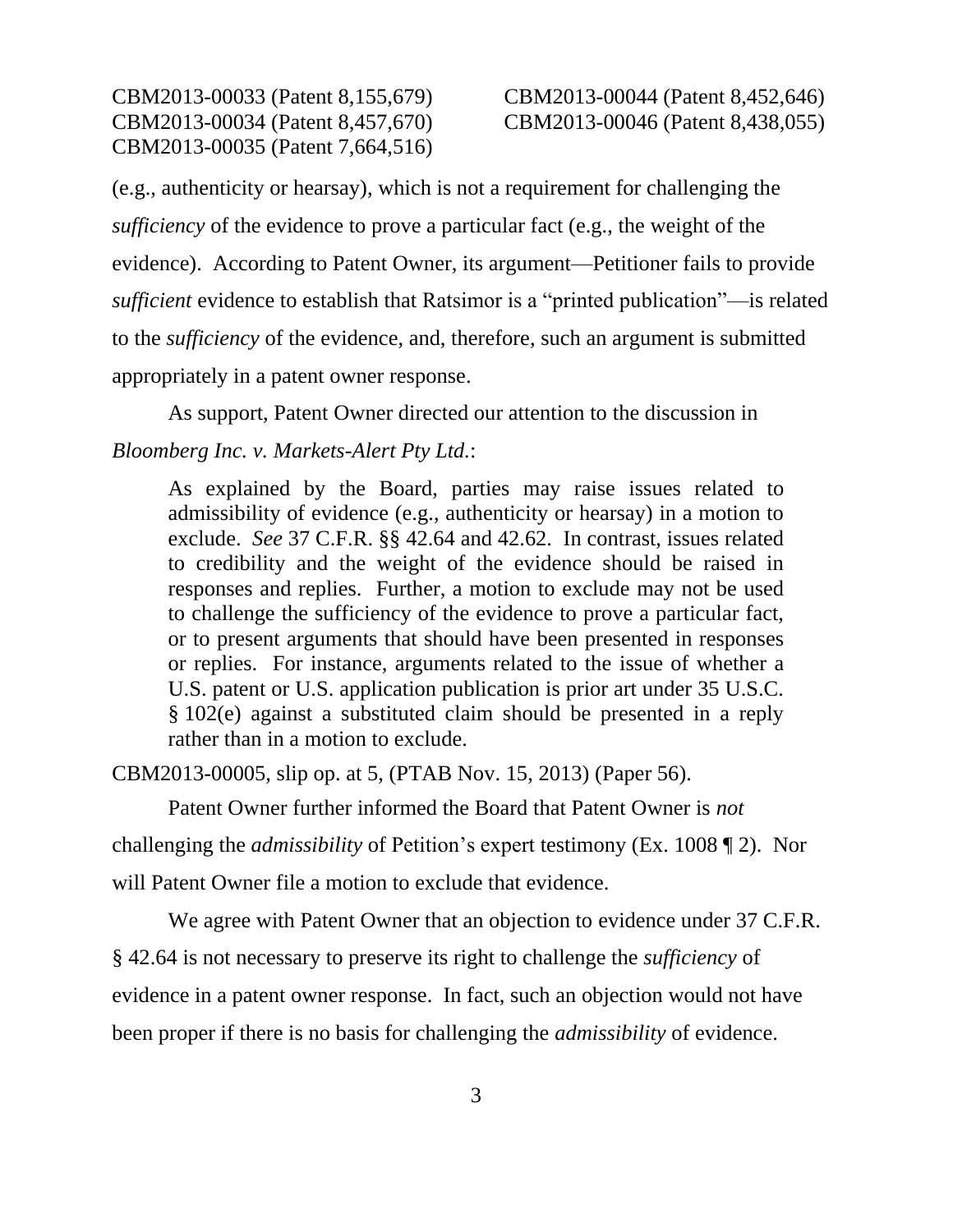(e.g., authenticity or hearsay), which is not a requirement for challenging the *sufficiency* of the evidence to prove a particular fact (e.g., the weight of the evidence). According to Patent Owner, its argument—Petitioner fails to provide *sufficient* evidence to establish that Ratsimor is a "printed publication"—is related to the *sufficiency* of the evidence, and, therefore, such an argument is submitted appropriately in a patent owner response.

As support, Patent Owner directed our attention to the discussion in *Bloomberg Inc. v. Markets-Alert Pty Ltd.*:

> As explained by the Board, parties may raise issues related to admissibility of evidence (e.g., authenticity or hearsay) in a motion to exclude. *See* 37 C.F.R. §§ 42.64 and 42.62. In contrast, issues related to credibility and the weight of the evidence should be raised in responses and replies. Further, a motion to exclude may not be used to challenge the sufficiency of the evidence to prove a particular fact, or to present arguments that should have been presented in responses or replies. For instance, arguments related to the issue of whether a U.S. patent or U.S. application publication is prior art under 35 U.S.C. § 102(e) against a substituted claim should be presented in a reply rather than in a motion to exclude.

CBM2013-00005, slip op. at 5, (PTAB Nov. 15, 2013) (Paper 56).

Patent Owner further informed the Board that Patent Owner is *not* challenging the *admissibility* of Petition's expert testimony (Ex. 1008 ¶ 2). Nor will Patent Owner file a motion to exclude that evidence.

We agree with Patent Owner that an objection to evidence under 37 C.F.R. § 42.64 is not necessary to preserve its right to challenge the *sufficiency* of evidence in a patent owner response. In fact, such an objection would not have been proper if there is no basis for challenging the *admissibility* of evidence.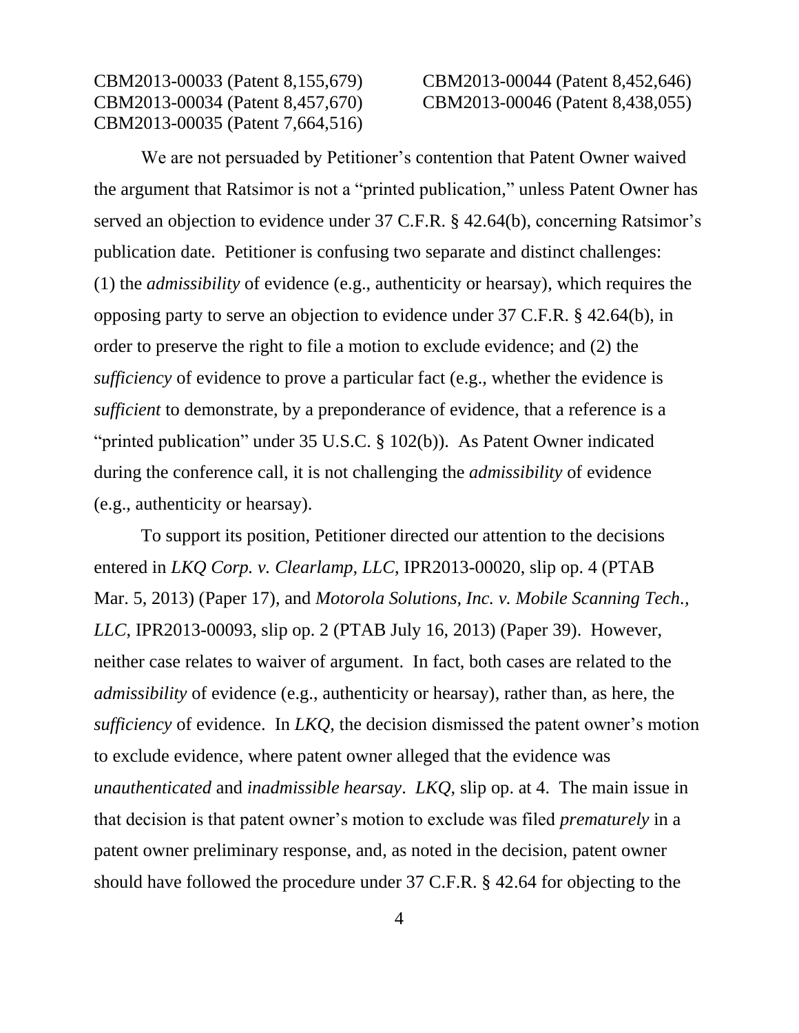We are not persuaded by Petitioner's contention that Patent Owner waived the argument that Ratsimor is not a "printed publication," unless Patent Owner has served an objection to evidence under 37 C.F.R. § 42.64(b), concerning Ratsimor's publication date. Petitioner is confusing two separate and distinct challenges: (1) the *admissibility* of evidence (e.g., authenticity or hearsay), which requires the opposing party to serve an objection to evidence under 37 C.F.R. § 42.64(b), in order to preserve the right to file a motion to exclude evidence; and (2) the *sufficiency* of evidence to prove a particular fact (e.g., whether the evidence is *sufficient* to demonstrate, by a preponderance of evidence, that a reference is a "printed publication" under 35 U.S.C. § 102(b)). As Patent Owner indicated during the conference call, it is not challenging the *admissibility* of evidence (e.g., authenticity or hearsay).

To support its position, Petitioner directed our attention to the decisions entered in *LKQ Corp. v. Clearlamp, LLC*, IPR2013-00020, slip op. 4 (PTAB Mar. 5, 2013) (Paper 17), and *Motorola Solutions, Inc. v. Mobile Scanning Tech., LLC*, IPR2013-00093, slip op. 2 (PTAB July 16, 2013) (Paper 39). However, neither case relates to waiver of argument. In fact, both cases are related to the *admissibility* of evidence (e.g., authenticity or hearsay), rather than, as here, the *sufficiency* of evidence. In *LKQ*, the decision dismissed the patent owner's motion to exclude evidence, where patent owner alleged that the evidence was *unauthenticated* and *inadmissible hearsay*. *LKQ*, slip op. at 4. The main issue in that decision is that patent owner's motion to exclude was filed *prematurely* in a patent owner preliminary response, and, as noted in the decision, patent owner should have followed the procedure under 37 C.F.R. § 42.64 for objecting to the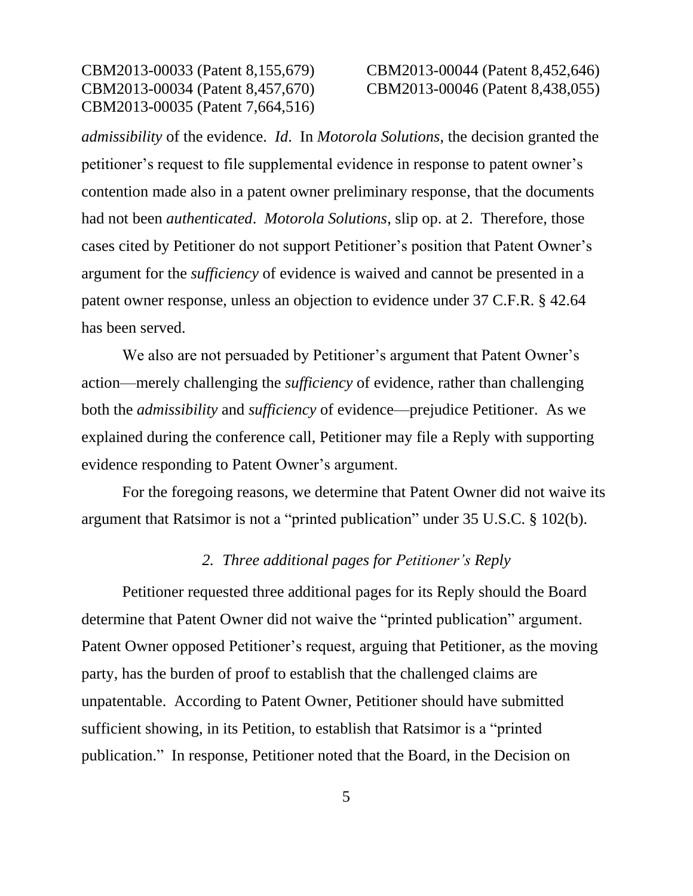*admissibility* of the evidence. *Id*. In *Motorola Solutions*, the decision granted the petitioner's request to file supplemental evidence in response to patent owner's contention made also in a patent owner preliminary response, that the documents had not been *authenticated*. *Motorola Solutions*, slip op. at 2. Therefore, those cases cited by Petitioner do not support Petitioner's position that Patent Owner's argument for the *sufficiency* of evidence is waived and cannot be presented in a patent owner response, unless an objection to evidence under 37 C.F.R. § 42.64 has been served.

We also are not persuaded by Petitioner's argument that Patent Owner's action—merely challenging the *sufficiency* of evidence, rather than challenging both the *admissibility* and *sufficiency* of evidence—prejudice Petitioner. As we explained during the conference call, Petitioner may file a Reply with supporting evidence responding to Patent Owner's argument.

For the foregoing reasons, we determine that Patent Owner did not waive its argument that Ratsimor is not a "printed publication" under 35 U.S.C. § 102(b).

### *2. Three additional pages for Petitioner's Reply*

Petitioner requested three additional pages for its Reply should the Board determine that Patent Owner did not waive the "printed publication" argument. Patent Owner opposed Petitioner's request, arguing that Petitioner, as the moving party, has the burden of proof to establish that the challenged claims are unpatentable. According to Patent Owner, Petitioner should have submitted sufficient showing, in its Petition, to establish that Ratsimor is a "printed publication." In response, Petitioner noted that the Board, in the Decision on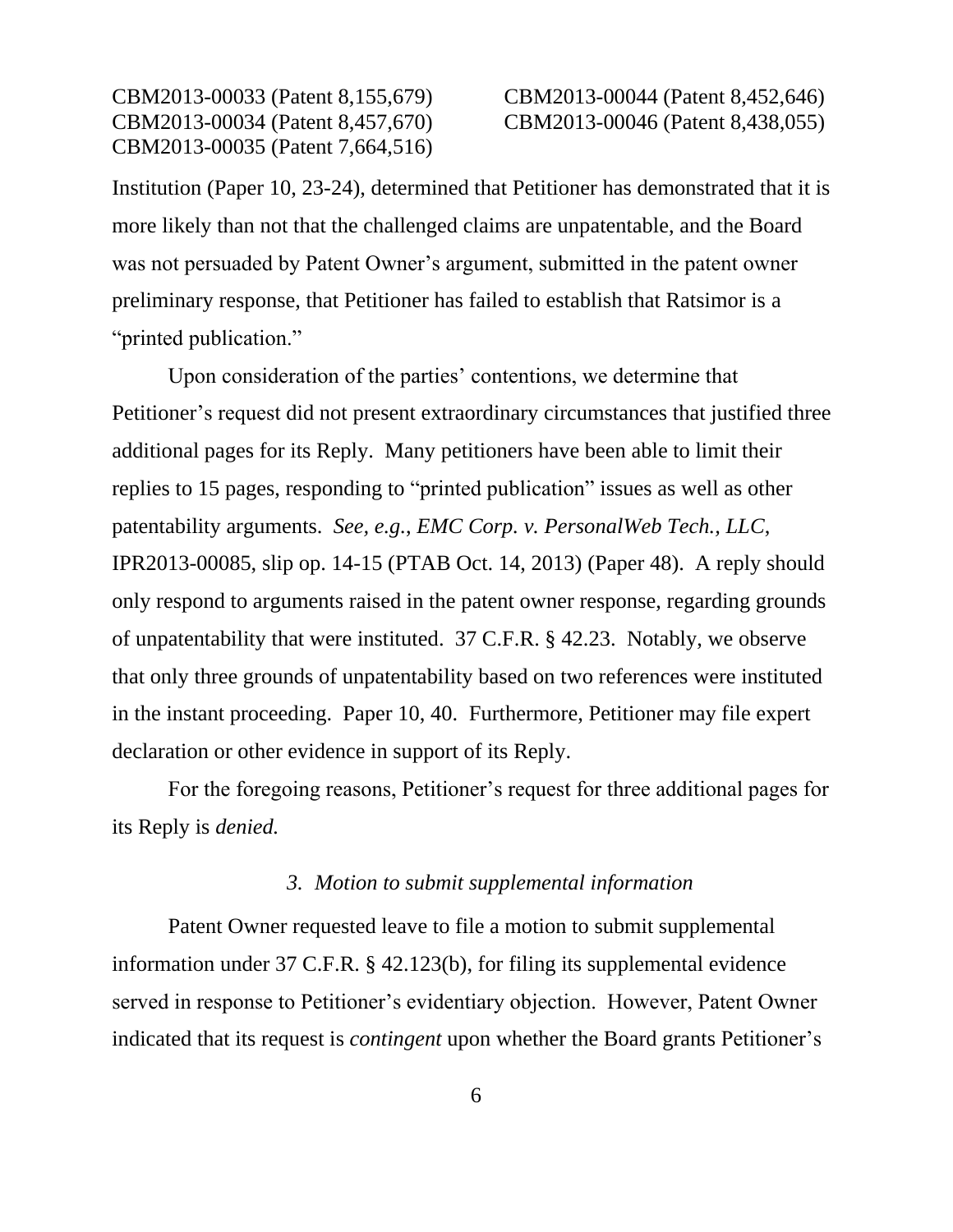Institution (Paper 10, 23-24), determined that Petitioner has demonstrated that it is more likely than not that the challenged claims are unpatentable, and the Board was not persuaded by Patent Owner's argument, submitted in the patent owner preliminary response, that Petitioner has failed to establish that Ratsimor is a "printed publication."

Upon consideration of the parties' contentions, we determine that Petitioner's request did not present extraordinary circumstances that justified three additional pages for its Reply. Many petitioners have been able to limit their replies to 15 pages, responding to "printed publication" issues as well as other patentability arguments. *See, e.g.*, *EMC Corp. v. PersonalWeb Tech., LLC*, IPR2013-00085, slip op. 14-15 (PTAB Oct. 14, 2013) (Paper 48). A reply should only respond to arguments raised in the patent owner response, regarding grounds of unpatentability that were instituted. 37 C.F.R. § 42.23. Notably, we observe that only three grounds of unpatentability based on two references were instituted in the instant proceeding. Paper 10, 40. Furthermore, Petitioner may file expert declaration or other evidence in support of its Reply.

For the foregoing reasons, Petitioner's request for three additional pages for its Reply is *denied.*

### *3. Motion to submit supplemental information*

Patent Owner requested leave to file a motion to submit supplemental information under 37 C.F.R. § 42.123(b), for filing its supplemental evidence served in response to Petitioner's evidentiary objection. However, Patent Owner indicated that its request is *contingent* upon whether the Board grants Petitioner's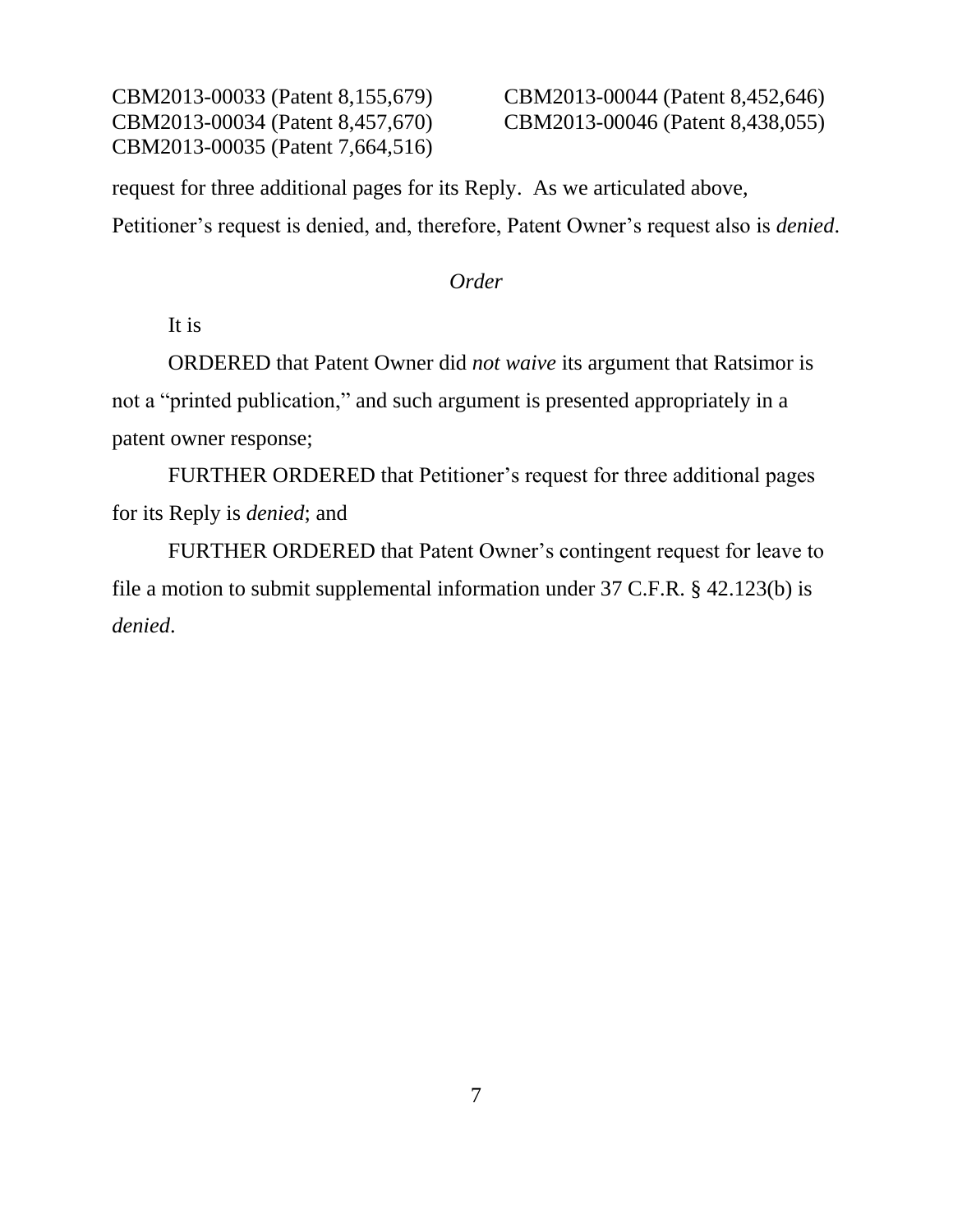request for three additional pages for its Reply. As we articulated above, Petitioner's request is denied, and, therefore, Patent Owner's request also is *denied*.

*Order*

It is

ORDERED that Patent Owner did *not waive* its argument that Ratsimor is not a "printed publication," and such argument is presented appropriately in a patent owner response;

FURTHER ORDERED that Petitioner's request for three additional pages for its Reply is *denied*; and

FURTHER ORDERED that Patent Owner's contingent request for leave to file a motion to submit supplemental information under 37 C.F.R. § 42.123(b) is *denied*.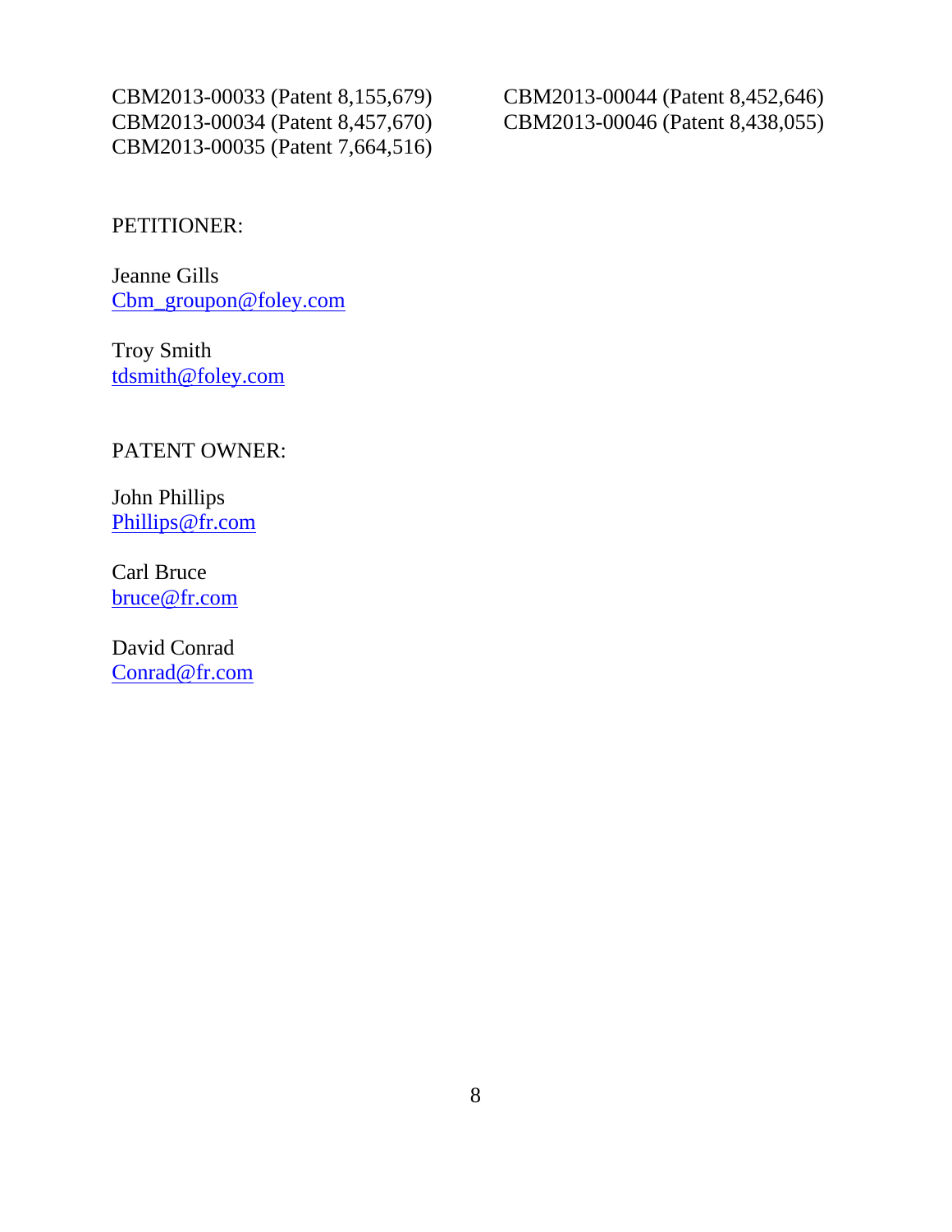CBM2013-00033 (Patent 8,155,679)
CBM2013-00034 (Patent 8,457,670)
CBM2013-00035 (Patent 7,664,516)
CBM2013-00044 (Patent 8,452,646)
CBM2013-00046 (Patent 8,438,055)

PETITIONER:

Jeanne Gills
Cbm_groupon@foley.com

Troy Smith
tdsmith@foley.com

PATENT OWNER:

John Phillips
Phillips@fr.com

Carl Bruce
bruce@fr.com

David Conrad
Conrad@fr.com